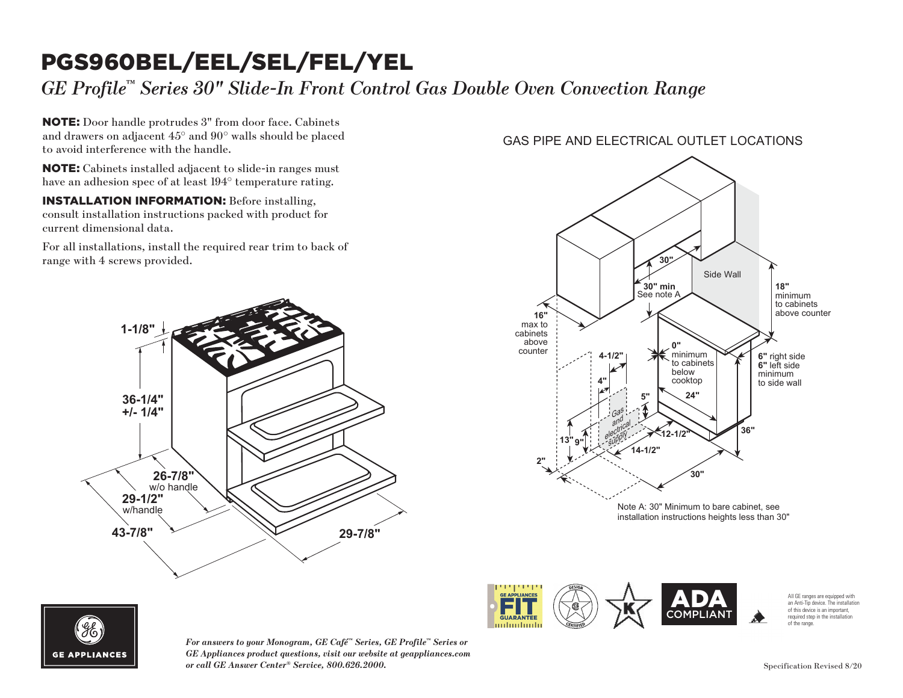# PGS960BEL/EEL/SEL/FEL/YEL

*GE Profile™ Series 30" Slide-In Front Control Gas Double Oven Convection Range*

**NOTE:** Door handle protrudes 3" from door face. Cabinets and drawers on adjacent 45° and 90° walls should be placed to avoid interference with the handle.

**NOTE:** Cabinets installed adjacent to slide-in ranges must have an adhesion spec of at least 194° temperature rating.

**INSTALLATION INFORMATION:** Before installing, consult installation instructions packed with product for current dimensional data.

For all installations, install the required rear trim to back of range with 4 screws provided.

1-1/8"

36-1/4" +/- 1/4"

26-7/8" w/o handle

29-1/2" w/handle

43-7/8"

29-7/8"

## GAS PIPE AND ELECTRICAL OUTLET LOCATIONS

30"

30" min See note A

Side Wall

18" minimum to cabinets above counter

16" max to cabinets above counter

0" minimum to cabinets below cooktop

4-1/2"

4"

5"

24"

6" right side
6" left side
minimum to side wall

Gas and electrical supply

13"

9"

12-1/2"

14-1/2"

36"

2"

30"

Note A: 30" Minimum to bare cabinet, see installation instructions heights less than 30"

GE APPLIANCES FIT GUARANTEE

DESIGN CERTIFIED

K

ADA COMPLIANT

All GE ranges are equipped with an Anti-Tip device. The installation of this device is an important, required step in the installation of the range.

GE APPLIANCES

*For answers to your Monogram, GE Café™ Series, GE Profile™ Series or GE Appliances product questions, visit our website at geappliances.com or call GE Answer Center® Service, 800.626.2000.*

Specification Revised 8/20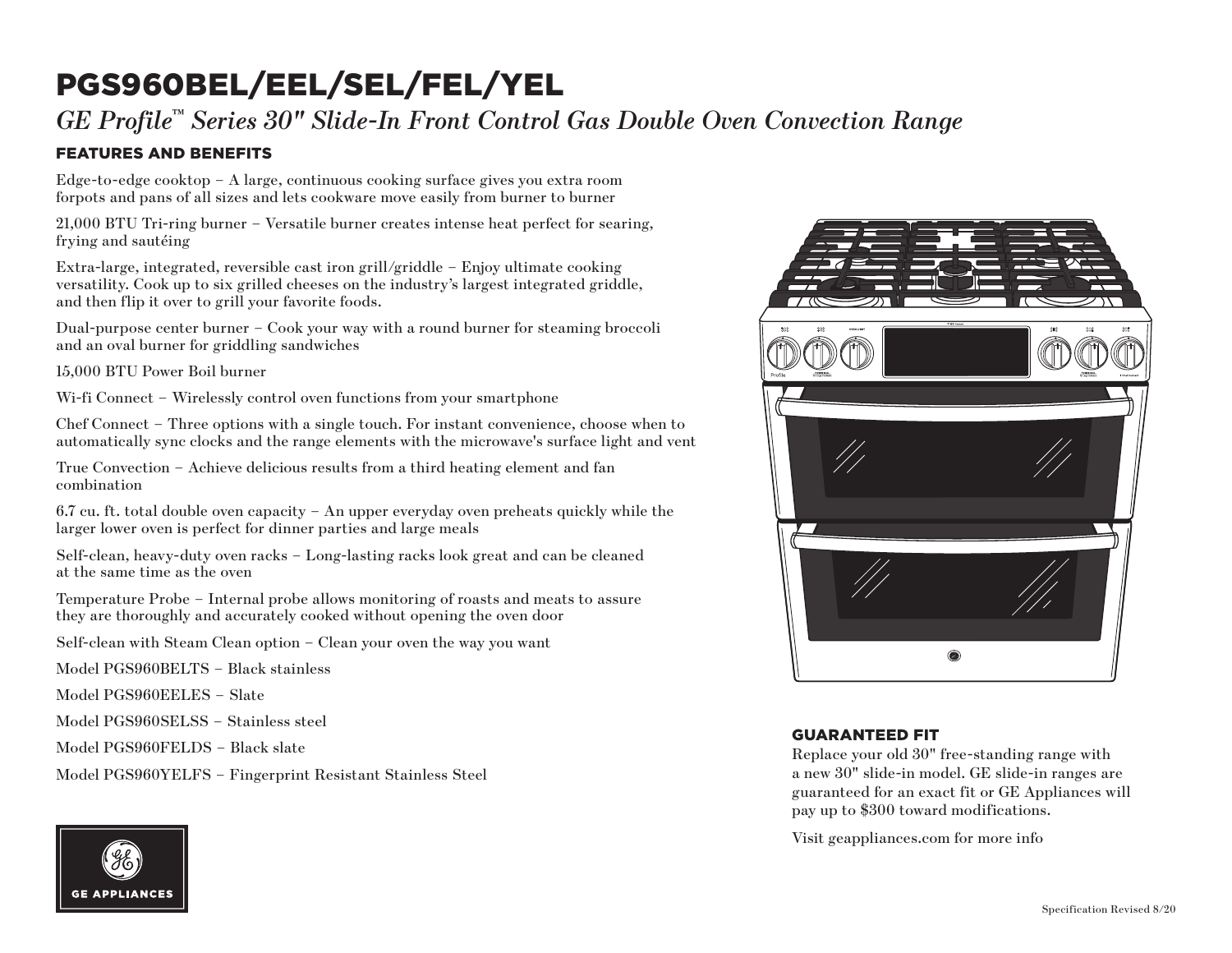# PGS960BEL/EEL/SEL/FEL/YEL

*GE Profile™ Series 30" Slide-In Front Control Gas Double Oven Convection Range*

## FEATURES AND BENEFITS

Edge-to-edge cooktop – A large, continuous cooking surface gives you extra room forpots and pans of all sizes and lets cookware move easily from burner to burner

21,000 BTU Tri-ring burner – Versatile burner creates intense heat perfect for searing, frying and sautéing

Extra-large, integrated, reversible cast iron grill/griddle – Enjoy ultimate cooking versatility. Cook up to six grilled cheeses on the industry's largest integrated griddle, and then flip it over to grill your favorite foods.

Dual-purpose center burner – Cook your way with a round burner for steaming broccoli and an oval burner for griddling sandwiches

15,000 BTU Power Boil burner

Wi-fi Connect – Wirelessly control oven functions from your smartphone

Chef Connect – Three options with a single touch. For instant convenience, choose when to automatically sync clocks and the range elements with the microwave's surface light and vent

True Convection – Achieve delicious results from a third heating element and fan combination

6.7 cu. ft. total double oven capacity – An upper everyday oven preheats quickly while the larger lower oven is perfect for dinner parties and large meals

Self-clean, heavy-duty oven racks – Long-lasting racks look great and can be cleaned at the same time as the oven

Temperature Probe – Internal probe allows monitoring of roasts and meats to assure they are thoroughly and accurately cooked without opening the oven door

Self-clean with Steam Clean option – Clean your oven the way you want

Model PGS960BELTS – Black stainless

Model PGS960EELES – Slate

Model PGS960SELSS – Stainless steel

Model PGS960FELDS – Black slate

Model PGS960YELFS – Fingerprint Resistant Stainless Steel

## GUARANTEED FIT

Replace your old 30" free-standing range with a new 30" slide-in model. GE slide-in ranges are guaranteed for an exact fit or GE Appliances will pay up to $300 toward modifications.

Visit geappliances.com for more info

GE APPLIANCES

Specification Revised 8/20